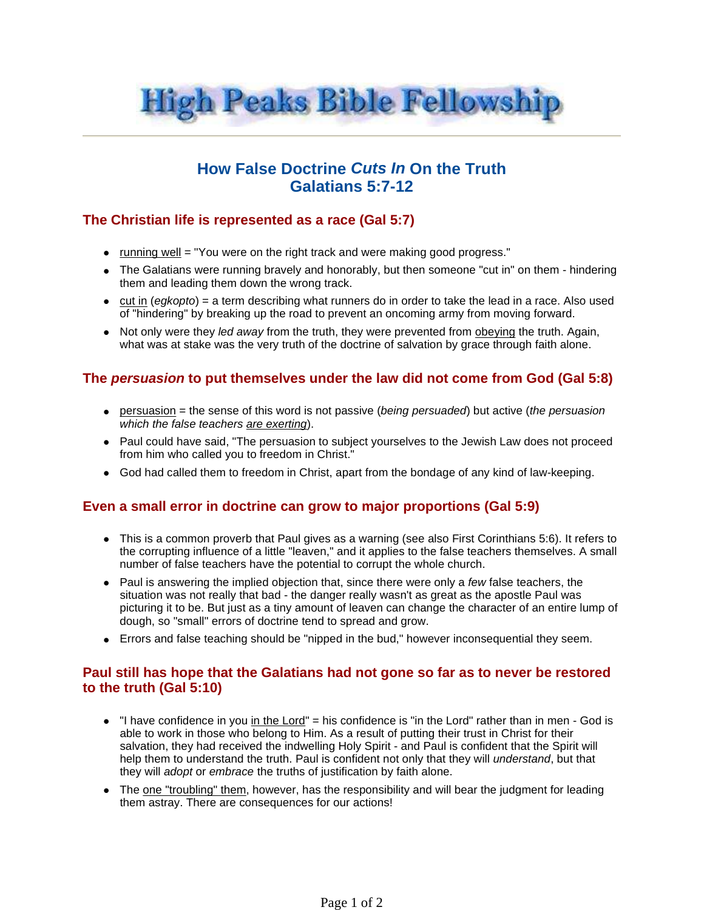High Peaks Bible Fellowship

# How False Doctrine *Cuts In* On the Truth
# Galatians 5:7-12

## The Christian life is represented as a race (Gal 5:7)

- running well = "You were on the right track and were making good progress."
- The Galatians were running bravely and honorably, but then someone "cut in" on them - hindering them and leading them down the wrong track.
- cut in (*egkopto*) = a term describing what runners do in order to take the lead in a race. Also used of "hindering" by breaking up the road to prevent an oncoming army from moving forward.
- Not only were they *led away* from the truth, they were prevented from obeying the truth. Again, what was at stake was the very truth of the doctrine of salvation by grace through faith alone.

## The *persuasion* to put themselves under the law did not come from God (Gal 5:8)

- persuasion = the sense of this word is not passive (*being persuaded*) but active (*the persuasion which the false teachers are exerting*).
- Paul could have said, "The persuasion to subject yourselves to the Jewish Law does not proceed from him who called you to freedom in Christ."
- God had called them to freedom in Christ, apart from the bondage of any kind of law-keeping.

## Even a small error in doctrine can grow to major proportions (Gal 5:9)

- This is a common proverb that Paul gives as a warning (see also First Corinthians 5:6). It refers to the corrupting influence of a little "leaven," and it applies to the false teachers themselves. A small number of false teachers have the potential to corrupt the whole church.
- Paul is answering the implied objection that, since there were only a *few* false teachers, the situation was not really that bad - the danger really wasn't as great as the apostle Paul was picturing it to be. But just as a tiny amount of leaven can change the character of an entire lump of dough, so "small" errors of doctrine tend to spread and grow.
- Errors and false teaching should be "nipped in the bud," however inconsequential they seem.

## Paul still has hope that the Galatians had not gone so far as to never be restored to the truth (Gal 5:10)

- "I have confidence in you in the Lord" = his confidence is "in the Lord" rather than in men - God is able to work in those who belong to Him. As a result of putting their trust in Christ for their salvation, they had received the indwelling Holy Spirit - and Paul is confident that the Spirit will help them to understand the truth. Paul is confident not only that they will *understand*, but that they will *adopt* or *embrace* the truths of justification by faith alone.
- The one "troubling" them, however, has the responsibility and will bear the judgment for leading them astray. There are consequences for our actions!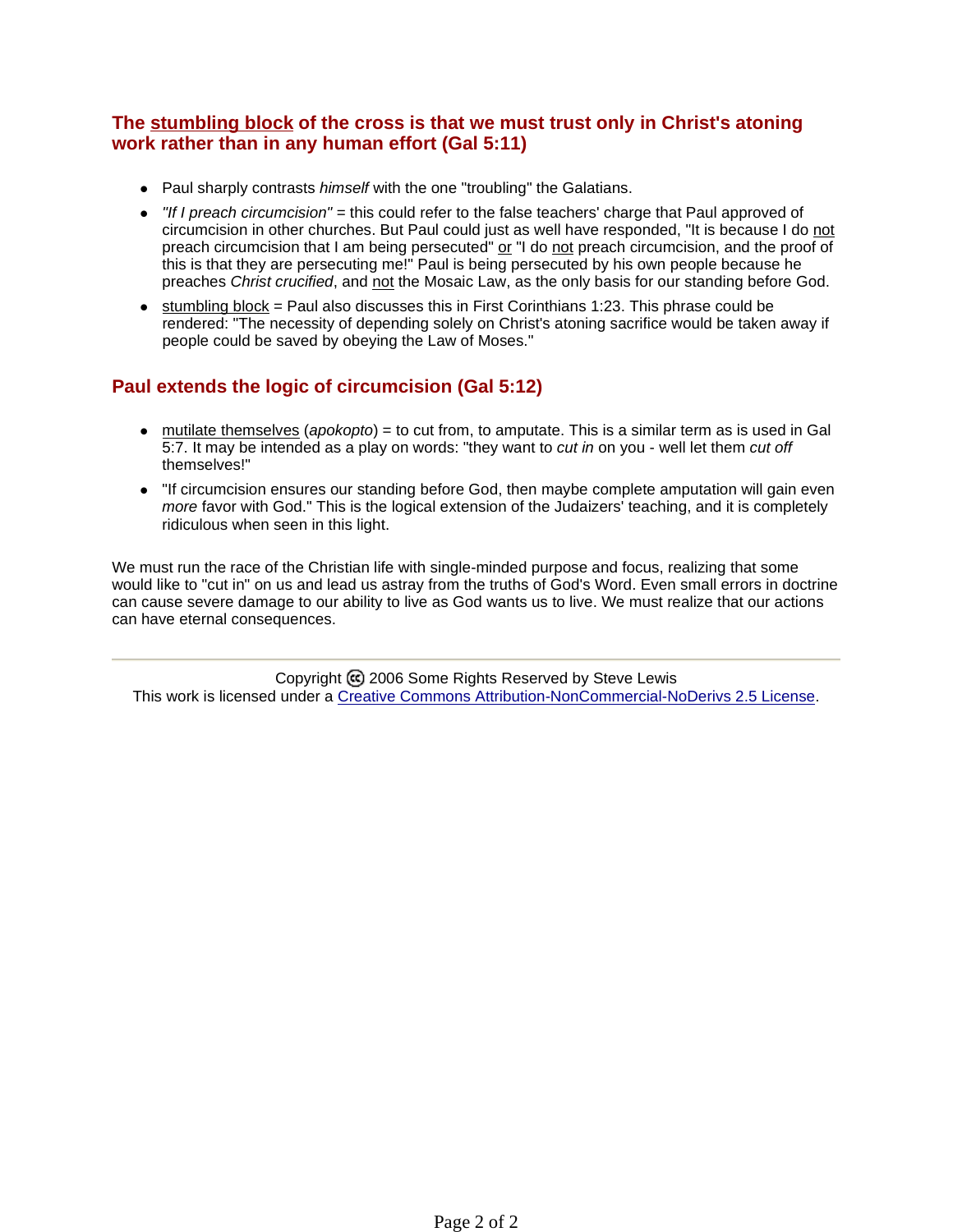## The <u>stumbling block</u> of the cross is that we must trust only in Christ's atoning work rather than in any human effort (Gal 5:11)

- Paul sharply contrasts *himself* with the one "troubling" the Galatians.
- *"If I preach circumcision"* = this could refer to the false teachers' charge that Paul approved of circumcision in other churches. But Paul could just as well have responded, "It is because I do <u>not</u> preach circumcision that I am being persecuted" <u>or</u> "I do <u>not</u> preach circumcision, and the proof of this is that they are persecuting me!" Paul is being persecuted by his own people because he preaches *Christ crucified*, and <u>not</u> the Mosaic Law, as the only basis for our standing before God.
- <u>stumbling block</u> = Paul also discusses this in First Corinthians 1:23. This phrase could be rendered: "The necessity of depending solely on Christ's atoning sacrifice would be taken away if people could be saved by obeying the Law of Moses."

## Paul extends the logic of circumcision (Gal 5:12)

- <u>mutilate themselves</u> (*apokopto*) = to cut from, to amputate. This is a similar term as is used in Gal 5:7. It may be intended as a play on words: "they want to *cut in* on you - well let them *cut off* themselves!"
- "If circumcision ensures our standing before God, then maybe complete amputation will gain even *more* favor with God." This is the logical extension of the Judaizers' teaching, and it is completely ridiculous when seen in this light.

We must run the race of the Christian life with single-minded purpose and focus, realizing that some would like to "cut in" on us and lead us astray from the truths of God's Word. Even small errors in doctrine can cause severe damage to our ability to live as God wants us to live. We must realize that our actions can have eternal consequences.

---

Copyright © 2006 Some Rights Reserved by Steve Lewis
This work is licensed under a Creative Commons Attribution-NonCommercial-NoDerivs 2.5 License.